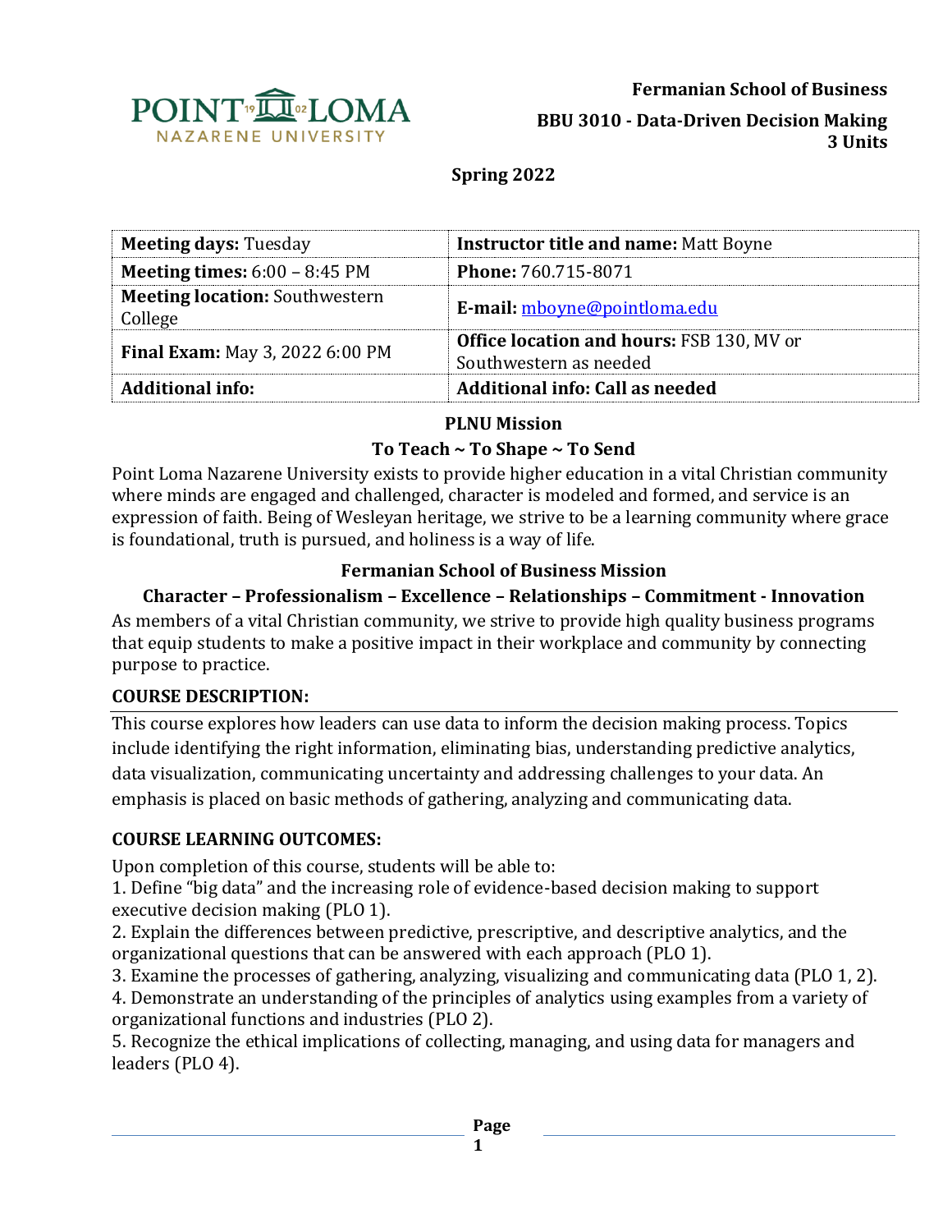**Fermanian School of Business**

**BBU 3010 - Data-Driven Decision Making**
**3 Units**

**Spring 2022**

| | |
|---|---|
| **Meeting days:** Tuesday | **Instructor title and name:** Matt Boyne |
| **Meeting times:** 6:00 – 8:45 PM | **Phone:** 760.715-8071 |
| **Meeting location:** Southwestern College | **E-mail:** mboyne@pointloma.edu |
| **Final Exam:** May 3, 2022 6:00 PM | **Office location and hours:** FSB 130, MV or Southwestern as needed |
| **Additional info:** | **Additional info: Call as needed** |

## PLNU Mission

**To Teach ~ To Shape ~ To Send**

Point Loma Nazarene University exists to provide higher education in a vital Christian community where minds are engaged and challenged, character is modeled and formed, and service is an expression of faith. Being of Wesleyan heritage, we strive to be a learning community where grace is foundational, truth is pursued, and holiness is a way of life.

## Fermanian School of Business Mission

**Character – Professionalism – Excellence – Relationships – Commitment - Innovation**

As members of a vital Christian community, we strive to provide high quality business programs that equip students to make a positive impact in their workplace and community by connecting purpose to practice.

## COURSE DESCRIPTION:

This course explores how leaders can use data to inform the decision making process. Topics include identifying the right information, eliminating bias, understanding predictive analytics, data visualization, communicating uncertainty and addressing challenges to your data. An emphasis is placed on basic methods of gathering, analyzing and communicating data.

## COURSE LEARNING OUTCOMES:

Upon completion of this course, students will be able to:

1. Define "big data" and the increasing role of evidence-based decision making to support executive decision making (PLO 1).
2. Explain the differences between predictive, prescriptive, and descriptive analytics, and the organizational questions that can be answered with each approach (PLO 1).
3. Examine the processes of gathering, analyzing, visualizing and communicating data (PLO 1, 2).
4. Demonstrate an understanding of the principles of analytics using examples from a variety of organizational functions and industries (PLO 2).
5. Recognize the ethical implications of collecting, managing, and using data for managers and leaders (PLO 4).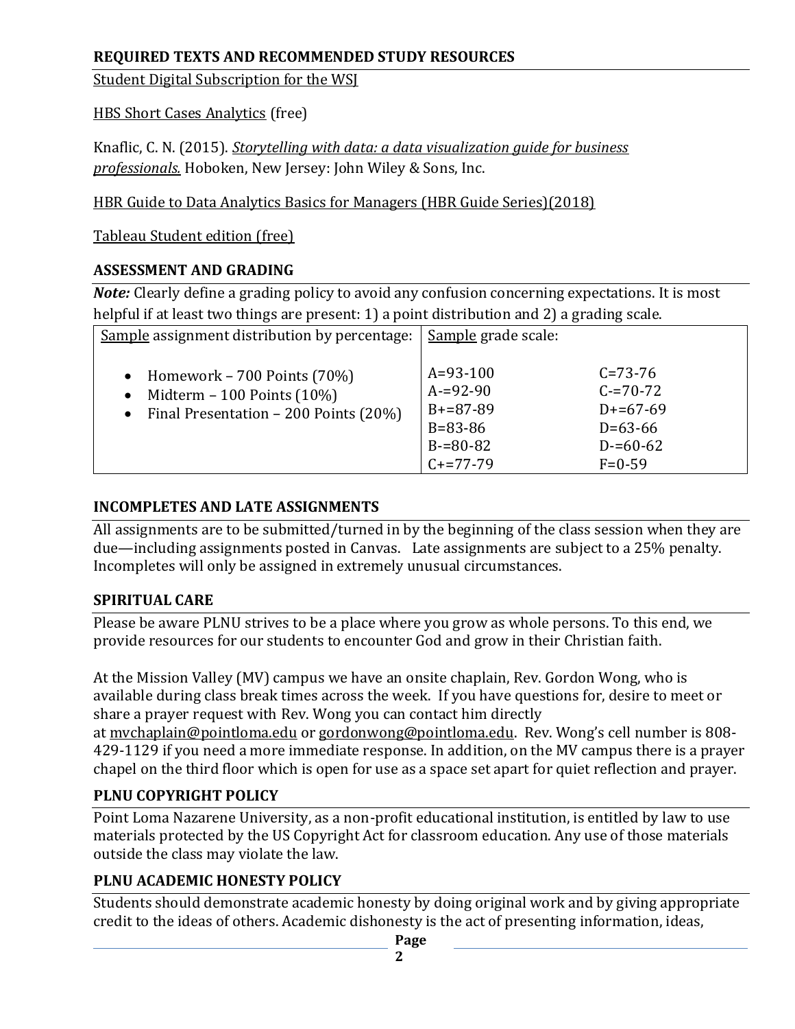## REQUIRED TEXTS AND RECOMMENDED STUDY RESOURCES

Student Digital Subscription for the WSJ

HBS Short Cases Analytics (free)

Knaflic, C. N. (2015). *Storytelling with data: a data visualization guide for business professionals.* Hoboken, New Jersey: John Wiley & Sons, Inc.

HBR Guide to Data Analytics Basics for Managers (HBR Guide Series)(2018)

Tableau Student edition (free)

## ASSESSMENT AND GRADING

***Note:*** Clearly define a grading policy to avoid any confusion concerning expectations. It is most helpful if at least two things are present: 1) a point distribution and 2) a grading scale.

| Sample assignment distribution by percentage: | Sample grade scale: | |
|---|---|---|
| • Homework – 700 Points (70%)<br>• Midterm – 100 Points (10%)<br>• Final Presentation – 200 Points (20%) | A=93-100<br>A-=92-90<br>B+=87-89<br>B=83-86<br>B-=80-82<br>C+=77-79 | C=73-76<br>C-=70-72<br>D+=67-69<br>D=63-66<br>D-=60-62<br>F=0-59 |

## INCOMPLETES AND LATE ASSIGNMENTS

All assignments are to be submitted/turned in by the beginning of the class session when they are due—including assignments posted in Canvas. Late assignments are subject to a 25% penalty. Incompletes will only be assigned in extremely unusual circumstances.

## SPIRITUAL CARE

Please be aware PLNU strives to be a place where you grow as whole persons. To this end, we provide resources for our students to encounter God and grow in their Christian faith.

At the Mission Valley (MV) campus we have an onsite chaplain, Rev. Gordon Wong, who is available during class break times across the week. If you have questions for, desire to meet or share a prayer request with Rev. Wong you can contact him directly at mvchaplain@pointloma.edu or gordonwong@pointloma.edu. Rev. Wong's cell number is 808-429-1129 if you need a more immediate response. In addition, on the MV campus there is a prayer chapel on the third floor which is open for use as a space set apart for quiet reflection and prayer.

## PLNU COPYRIGHT POLICY

Point Loma Nazarene University, as a non-profit educational institution, is entitled by law to use materials protected by the US Copyright Act for classroom education. Any use of those materials outside the class may violate the law.

## PLNU ACADEMIC HONESTY POLICY

Students should demonstrate academic honesty by doing original work and by giving appropriate credit to the ideas of others. Academic dishonesty is the act of presenting information, ideas,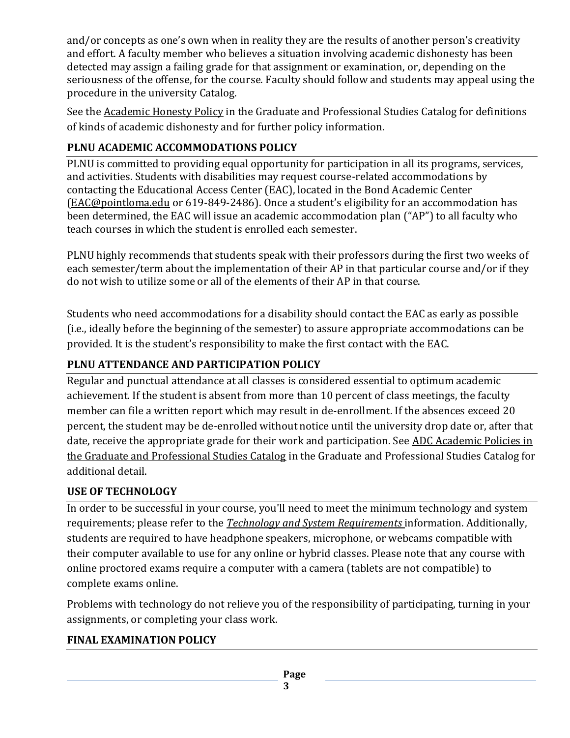and/or concepts as one's own when in reality they are the results of another person's creativity and effort. A faculty member who believes a situation involving academic dishonesty has been detected may assign a failing grade for that assignment or examination, or, depending on the seriousness of the offense, for the course. Faculty should follow and students may appeal using the procedure in the university Catalog.

See the Academic Honesty Policy in the Graduate and Professional Studies Catalog for definitions of kinds of academic dishonesty and for further policy information.

## PLNU ACADEMIC ACCOMMODATIONS POLICY

PLNU is committed to providing equal opportunity for participation in all its programs, services, and activities. Students with disabilities may request course-related accommodations by contacting the Educational Access Center (EAC), located in the Bond Academic Center (EAC@pointloma.edu or 619-849-2486). Once a student's eligibility for an accommodation has been determined, the EAC will issue an academic accommodation plan ("AP") to all faculty who teach courses in which the student is enrolled each semester.

PLNU highly recommends that students speak with their professors during the first two weeks of each semester/term about the implementation of their AP in that particular course and/or if they do not wish to utilize some or all of the elements of their AP in that course.

Students who need accommodations for a disability should contact the EAC as early as possible (i.e., ideally before the beginning of the semester) to assure appropriate accommodations can be provided. It is the student's responsibility to make the first contact with the EAC.

## PLNU ATTENDANCE AND PARTICIPATION POLICY

Regular and punctual attendance at all classes is considered essential to optimum academic achievement. If the student is absent from more than 10 percent of class meetings, the faculty member can file a written report which may result in de-enrollment. If the absences exceed 20 percent, the student may be de-enrolled without notice until the university drop date or, after that date, receive the appropriate grade for their work and participation. See ADC Academic Policies in the Graduate and Professional Studies Catalog in the Graduate and Professional Studies Catalog for additional detail.

## USE OF TECHNOLOGY

In order to be successful in your course, you'll need to meet the minimum technology and system requirements; please refer to the *Technology and System Requirements* information. Additionally, students are required to have headphone speakers, microphone, or webcams compatible with their computer available to use for any online or hybrid classes. Please note that any course with online proctored exams require a computer with a camera (tablets are not compatible) to complete exams online.

Problems with technology do not relieve you of the responsibility of participating, turning in your assignments, or completing your class work.

## FINAL EXAMINATION POLICY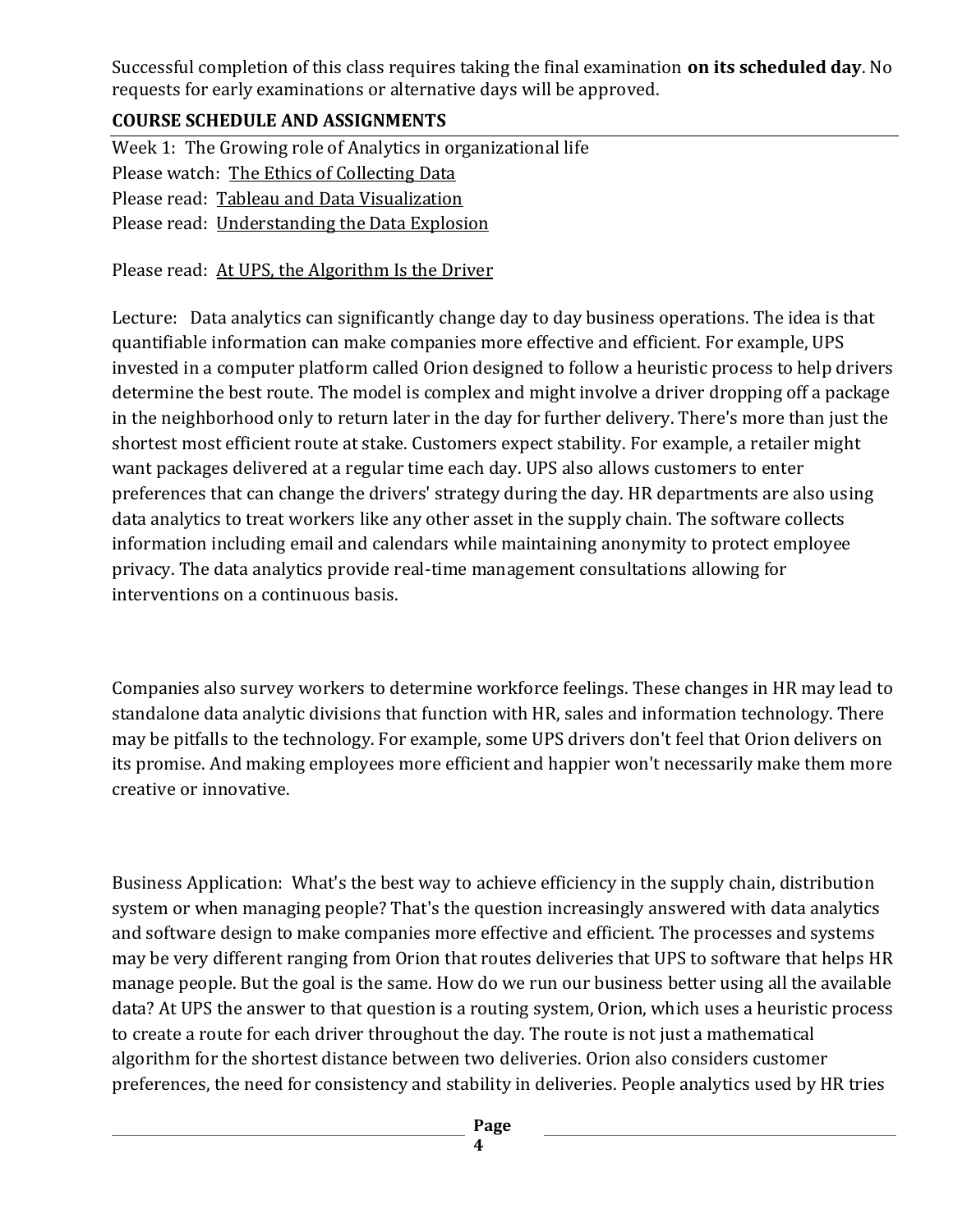Successful completion of this class requires taking the final examination **on its scheduled day**. No requests for early examinations or alternative days will be approved.

## COURSE SCHEDULE AND ASSIGNMENTS

Week 1: The Growing role of Analytics in organizational life

Please watch: <u>The Ethics of Collecting Data</u>

Please read: <u>Tableau and Data Visualization</u>

Please read: <u>Understanding the Data Explosion</u>

Please read: <u>At UPS, the Algorithm Is the Driver</u>

Lecture: Data analytics can significantly change day to day business operations. The idea is that quantifiable information can make companies more effective and efficient. For example, UPS invested in a computer platform called Orion designed to follow a heuristic process to help drivers determine the best route. The model is complex and might involve a driver dropping off a package in the neighborhood only to return later in the day for further delivery. There's more than just the shortest most efficient route at stake. Customers expect stability. For example, a retailer might want packages delivered at a regular time each day. UPS also allows customers to enter preferences that can change the drivers' strategy during the day. HR departments are also using data analytics to treat workers like any other asset in the supply chain. The software collects information including email and calendars while maintaining anonymity to protect employee privacy. The data analytics provide real-time management consultations allowing for interventions on a continuous basis.

Companies also survey workers to determine workforce feelings. These changes in HR may lead to standalone data analytic divisions that function with HR, sales and information technology. There may be pitfalls to the technology. For example, some UPS drivers don't feel that Orion delivers on its promise. And making employees more efficient and happier won't necessarily make them more creative or innovative.

Business Application: What's the best way to achieve efficiency in the supply chain, distribution system or when managing people? That's the question increasingly answered with data analytics and software design to make companies more effective and efficient. The processes and systems may be very different ranging from Orion that routes deliveries that UPS to software that helps HR manage people. But the goal is the same. How do we run our business better using all the available data? At UPS the answer to that question is a routing system, Orion, which uses a heuristic process to create a route for each driver throughout the day. The route is not just a mathematical algorithm for the shortest distance between two deliveries. Orion also considers customer preferences, the need for consistency and stability in deliveries. People analytics used by HR tries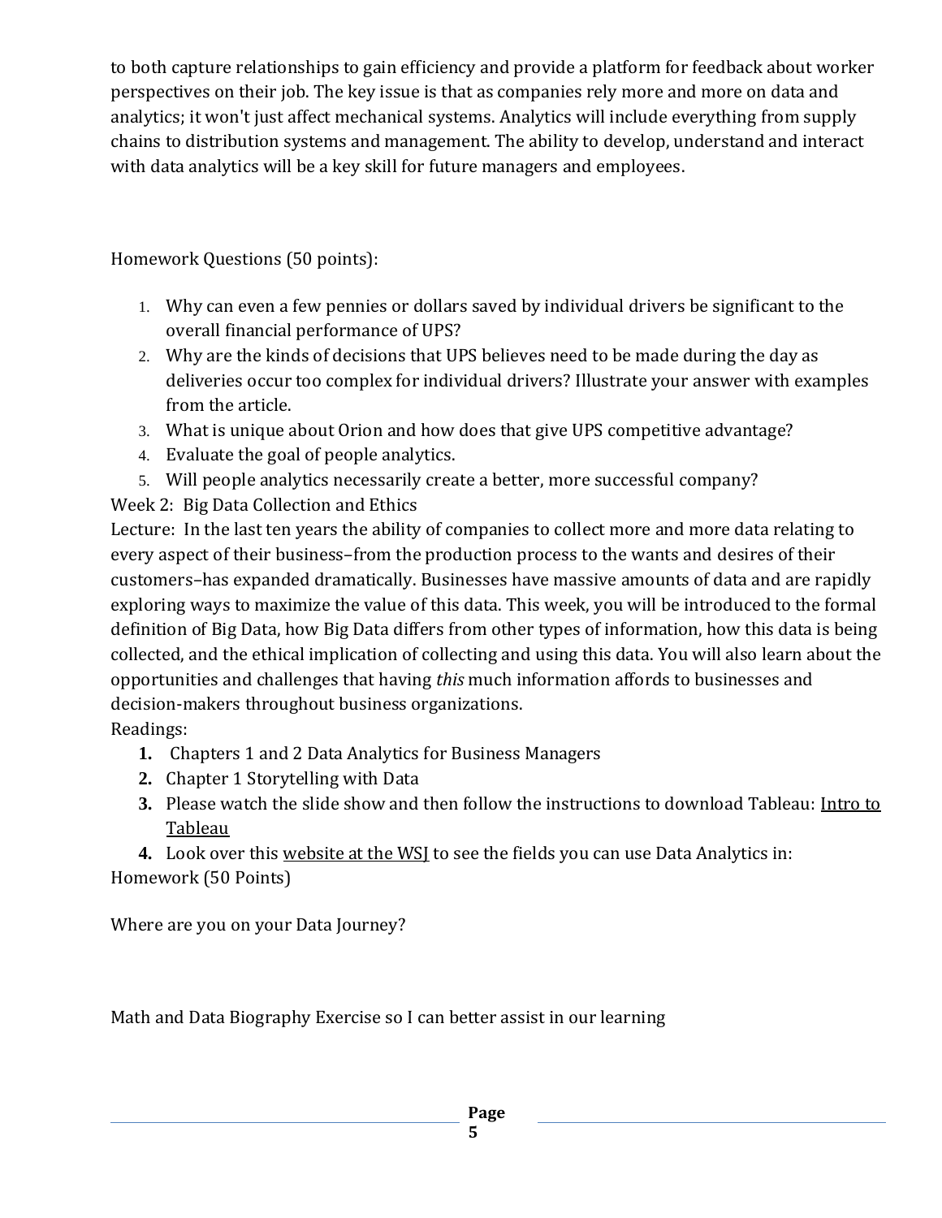to both capture relationships to gain efficiency and provide a platform for feedback about worker perspectives on their job. The key issue is that as companies rely more and more on data and analytics; it won't just affect mechanical systems. Analytics will include everything from supply chains to distribution systems and management. The ability to develop, understand and interact with data analytics will be a key skill for future managers and employees.

Homework Questions (50 points):

1. Why can even a few pennies or dollars saved by individual drivers be significant to the overall financial performance of UPS?
2. Why are the kinds of decisions that UPS believes need to be made during the day as deliveries occur too complex for individual drivers? Illustrate your answer with examples from the article.
3. What is unique about Orion and how does that give UPS competitive advantage?
4. Evaluate the goal of people analytics.
5. Will people analytics necessarily create a better, more successful company?

Week 2: Big Data Collection and Ethics

Lecture: In the last ten years the ability of companies to collect more and more data relating to every aspect of their business–from the production process to the wants and desires of their customers–has expanded dramatically. Businesses have massive amounts of data and are rapidly exploring ways to maximize the value of this data. This week, you will be introduced to the formal definition of Big Data, how Big Data differs from other types of information, how this data is being collected, and the ethical implication of collecting and using this data. You will also learn about the opportunities and challenges that having *this* much information affords to businesses and decision-makers throughout business organizations.

Readings:

1. Chapters 1 and 2 Data Analytics for Business Managers
2. Chapter 1 Storytelling with Data
3. Please watch the slide show and then follow the instructions to download Tableau: Intro to Tableau
4. Look over this website at the WSJ to see the fields you can use Data Analytics in:

Homework (50 Points)

Where are you on your Data Journey?

Math and Data Biography Exercise so I can better assist in our learning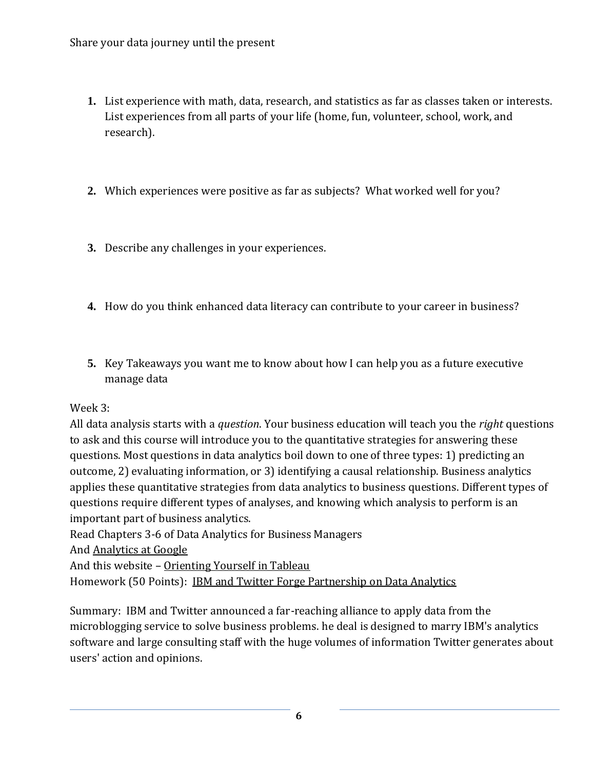Share your data journey until the present

1. **1.** List experience with math, data, research, and statistics as far as classes taken or interests. List experiences from all parts of your life (home, fun, volunteer, school, work, and research).

2. **2.** Which experiences were positive as far as subjects? What worked well for you?

3. **3.** Describe any challenges in your experiences.

4. **4.** How do you think enhanced data literacy can contribute to your career in business?

5. **5.** Key Takeaways you want me to know about how I can help you as a future executive manage data

Week 3:
All data analysis starts with a *question*. Your business education will teach you the *right* questions to ask and this course will introduce you to the quantitative strategies for answering these questions. Most questions in data analytics boil down to one of three types: 1) predicting an outcome, 2) evaluating information, or 3) identifying a causal relationship. Business analytics applies these quantitative strategies from data analytics to business questions. Different types of questions require different types of analyses, and knowing which analysis to perform is an important part of business analytics.
Read Chapters 3-6 of Data Analytics for Business Managers
And Analytics at Google
And this website – Orienting Yourself in Tableau
Homework (50 Points): IBM and Twitter Forge Partnership on Data Analytics

Summary: IBM and Twitter announced a far-reaching alliance to apply data from the microblogging service to solve business problems. he deal is designed to marry IBM's analytics software and large consulting staff with the huge volumes of information Twitter generates about users' action and opinions.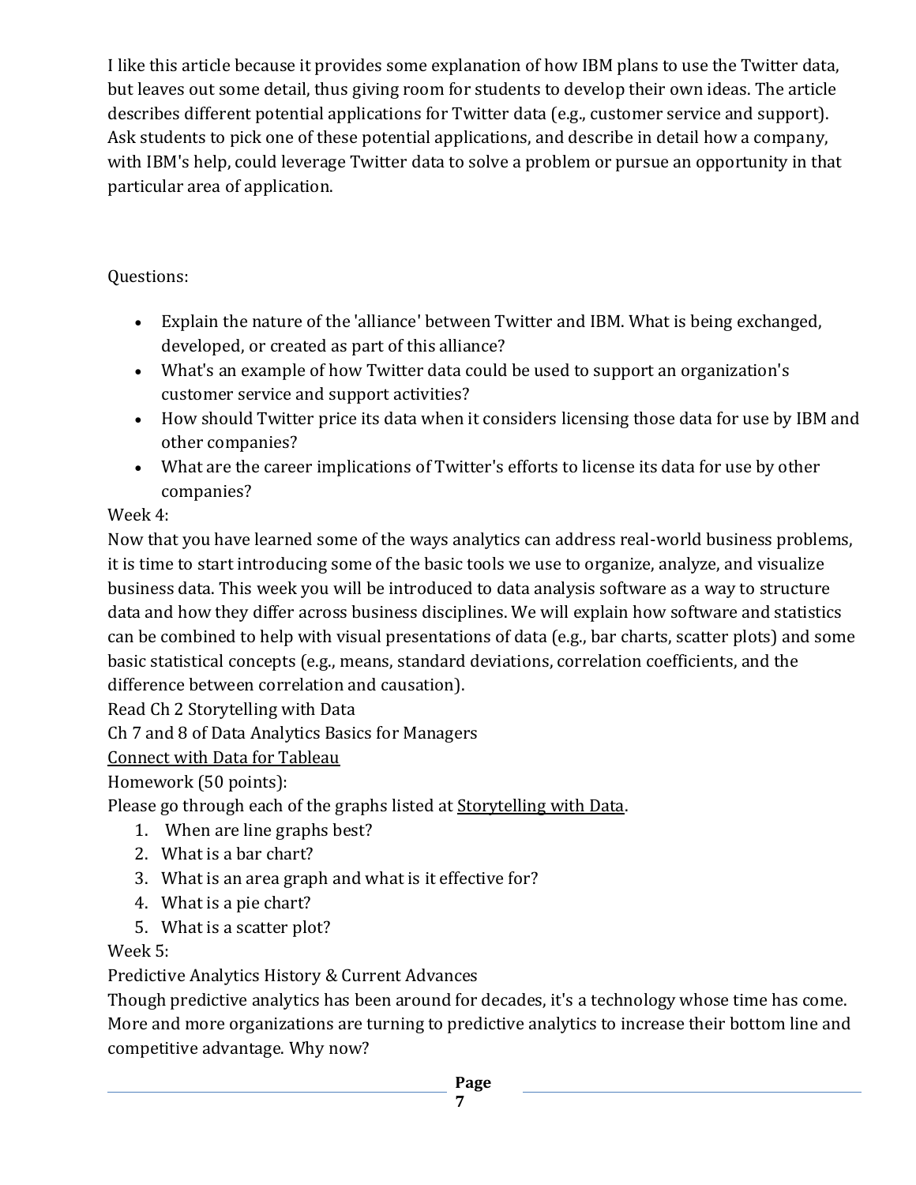I like this article because it provides some explanation of how IBM plans to use the Twitter data, but leaves out some detail, thus giving room for students to develop their own ideas. The article describes different potential applications for Twitter data (e.g., customer service and support). Ask students to pick one of these potential applications, and describe in detail how a company, with IBM's help, could leverage Twitter data to solve a problem or pursue an opportunity in that particular area of application.

Questions:

- Explain the nature of the 'alliance' between Twitter and IBM. What is being exchanged, developed, or created as part of this alliance?
- What's an example of how Twitter data could be used to support an organization's customer service and support activities?
- How should Twitter price its data when it considers licensing those data for use by IBM and other companies?
- What are the career implications of Twitter's efforts to license its data for use by other companies?

Week 4:

Now that you have learned some of the ways analytics can address real-world business problems, it is time to start introducing some of the basic tools we use to organize, analyze, and visualize business data. This week you will be introduced to data analysis software as a way to structure data and how they differ across business disciplines. We will explain how software and statistics can be combined to help with visual presentations of data (e.g., bar charts, scatter plots) and some basic statistical concepts (e.g., means, standard deviations, correlation coefficients, and the difference between correlation and causation).

Read Ch 2 Storytelling with Data

Ch 7 and 8 of Data Analytics Basics for Managers

Connect with Data for Tableau

Homework (50 points):

Please go through each of the graphs listed at Storytelling with Data.

1. When are line graphs best?
2. What is a bar chart?
3. What is an area graph and what is it effective for?
4. What is a pie chart?
5. What is a scatter plot?

Week 5:

Predictive Analytics History & Current Advances

Though predictive analytics has been around for decades, it's a technology whose time has come. More and more organizations are turning to predictive analytics to increase their bottom line and competitive advantage. Why now?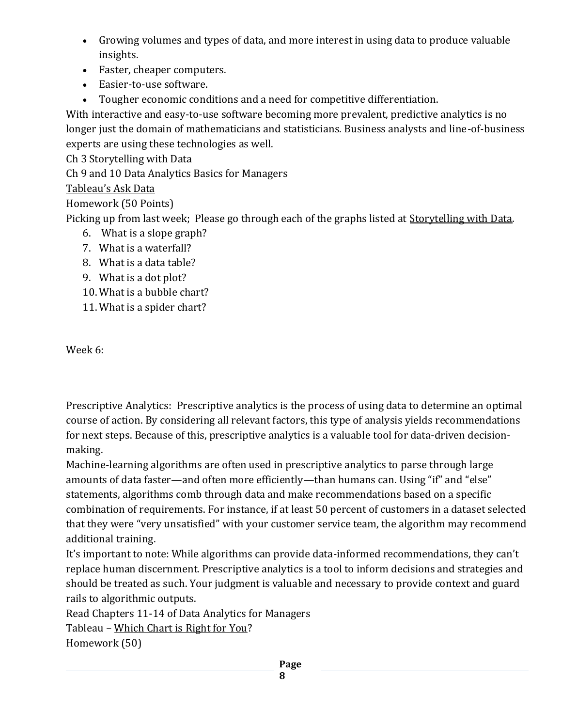- Growing volumes and types of data, and more interest in using data to produce valuable insights.
- Faster, cheaper computers.
- Easier-to-use software.
- Tougher economic conditions and a need for competitive differentiation.

With interactive and easy-to-use software becoming more prevalent, predictive analytics is no longer just the domain of mathematicians and statisticians. Business analysts and line-of-business experts are using these technologies as well.

Ch 3 Storytelling with Data

Ch 9 and 10 Data Analytics Basics for Managers

Tableau's Ask Data

Homework (50 Points)

Picking up from last week; Please go through each of the graphs listed at Storytelling with Data.

6. What is a slope graph?
7. What is a waterfall?
8. What is a data table?
9. What is a dot plot?
10. What is a bubble chart?
11. What is a spider chart?

Week 6:

Prescriptive Analytics: Prescriptive analytics is the process of using data to determine an optimal course of action. By considering all relevant factors, this type of analysis yields recommendations for next steps. Because of this, prescriptive analytics is a valuable tool for data-driven decision-making.

Machine-learning algorithms are often used in prescriptive analytics to parse through large amounts of data faster—and often more efficiently—than humans can. Using "if" and "else" statements, algorithms comb through data and make recommendations based on a specific combination of requirements. For instance, if at least 50 percent of customers in a dataset selected that they were "very unsatisfied" with your customer service team, the algorithm may recommend additional training.

It's important to note: While algorithms can provide data-informed recommendations, they can't replace human discernment. Prescriptive analytics is a tool to inform decisions and strategies and should be treated as such. Your judgment is valuable and necessary to provide context and guard rails to algorithmic outputs.

Read Chapters 11-14 of Data Analytics for Managers

Tableau – Which Chart is Right for You?

Homework (50)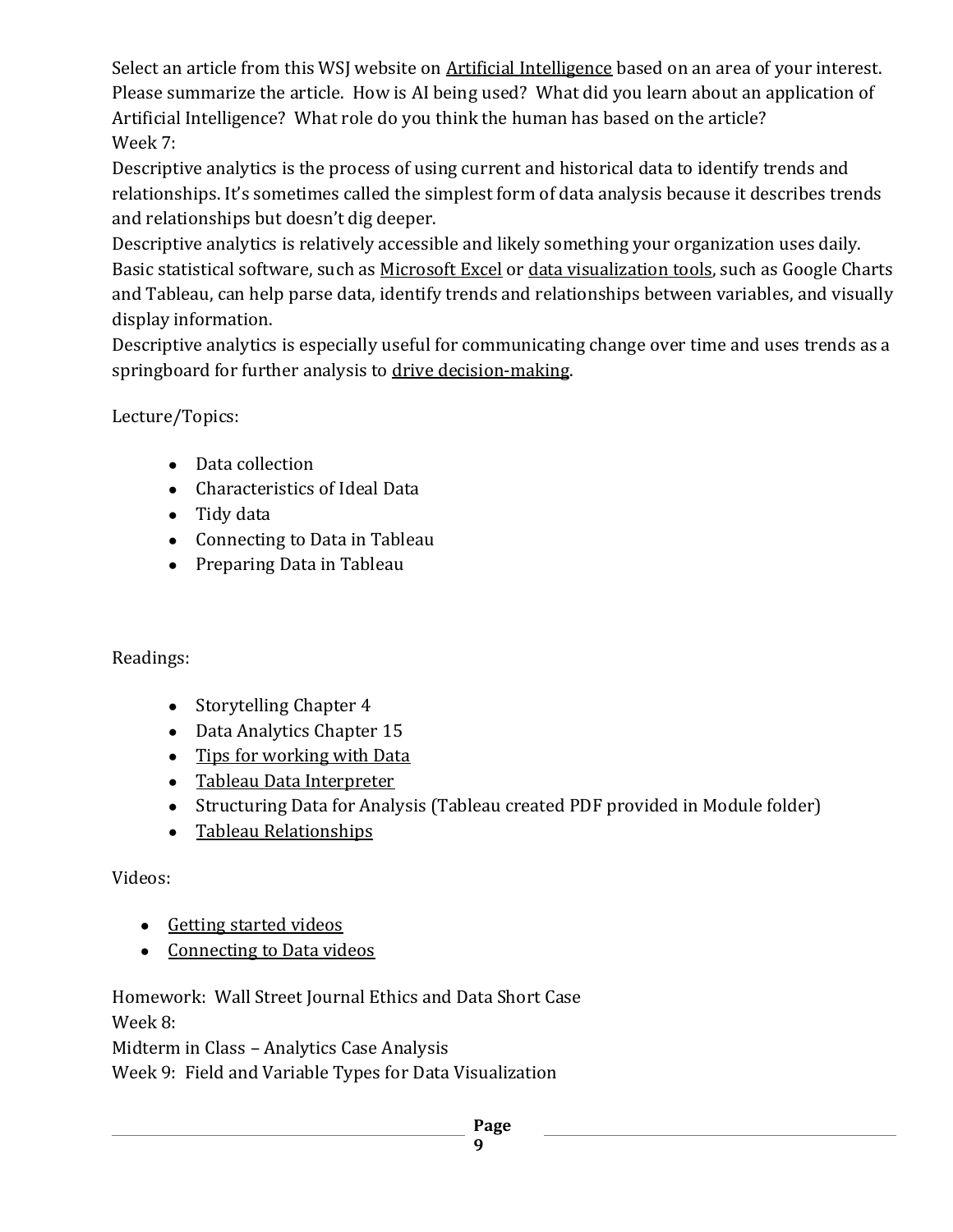Select an article from this WSJ website on Artificial Intelligence based on an area of your interest. Please summarize the article. How is AI being used? What did you learn about an application of Artificial Intelligence? What role do you think the human has based on the article?

Week 7:

Descriptive analytics is the process of using current and historical data to identify trends and relationships. It's sometimes called the simplest form of data analysis because it describes trends and relationships but doesn't dig deeper.

Descriptive analytics is relatively accessible and likely something your organization uses daily. Basic statistical software, such as Microsoft Excel or data visualization tools, such as Google Charts and Tableau, can help parse data, identify trends and relationships between variables, and visually display information.

Descriptive analytics is especially useful for communicating change over time and uses trends as a springboard for further analysis to drive decision-making.

Lecture/Topics:

- Data collection
- Characteristics of Ideal Data
- Tidy data
- Connecting to Data in Tableau
- Preparing Data in Tableau

Readings:

- Storytelling Chapter 4
- Data Analytics Chapter 15
- Tips for working with Data
- Tableau Data Interpreter
- Structuring Data for Analysis (Tableau created PDF provided in Module folder)
- Tableau Relationships

Videos:

- Getting started videos
- Connecting to Data videos

Homework: Wall Street Journal Ethics and Data Short Case

Week 8:

Midterm in Class – Analytics Case Analysis

Week 9: Field and Variable Types for Data Visualization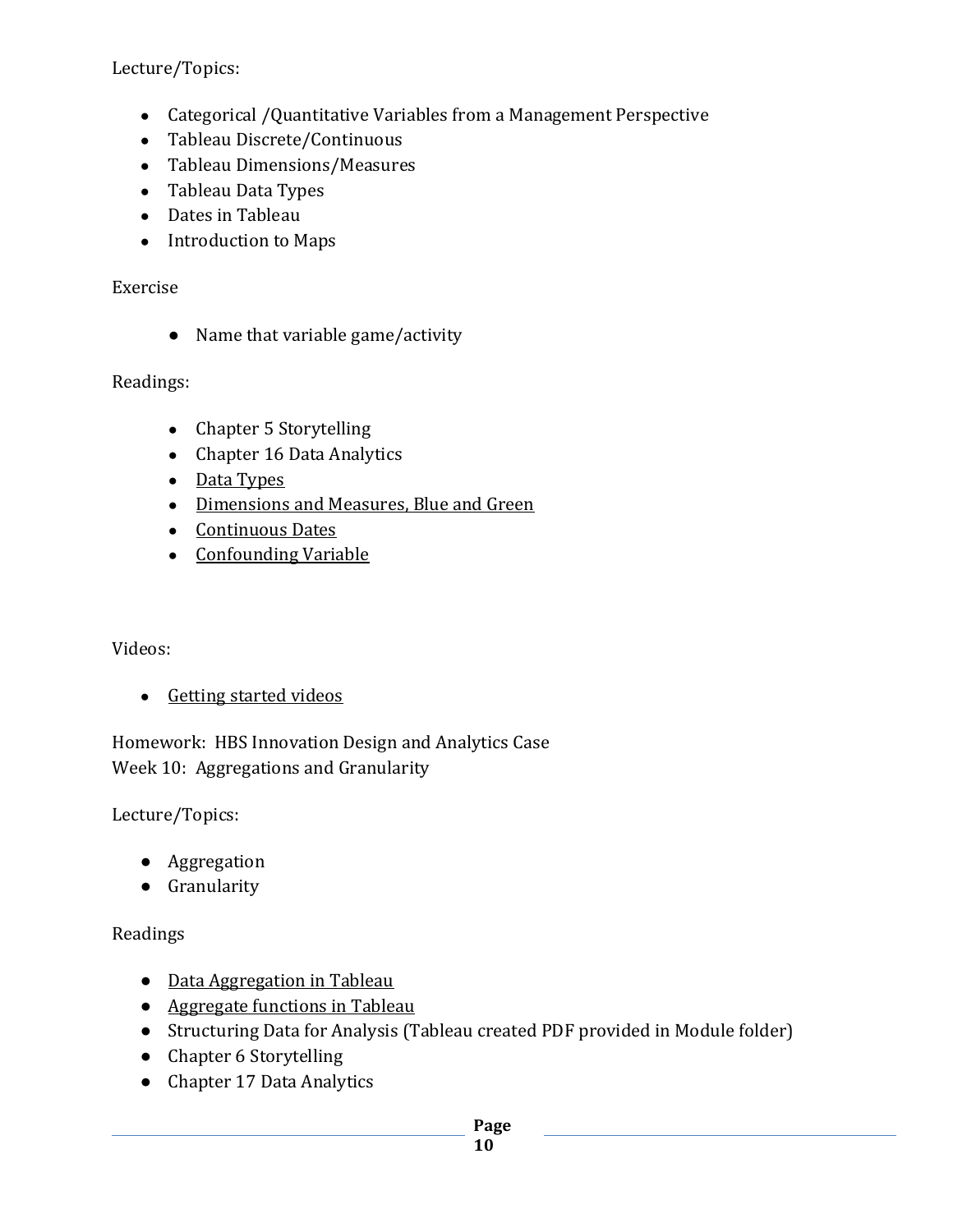Lecture/Topics:

- Categorical /Quantitative Variables from a Management Perspective
- Tableau Discrete/Continuous
- Tableau Dimensions/Measures
- Tableau Data Types
- Dates in Tableau
- Introduction to Maps

Exercise

- Name that variable game/activity

Readings:

- Chapter 5 Storytelling
- Chapter 16 Data Analytics
- Data Types
- Dimensions and Measures, Blue and Green
- Continuous Dates
- Confounding Variable

Videos:

- Getting started videos

Homework: HBS Innovation Design and Analytics Case

Week 10: Aggregations and Granularity

Lecture/Topics:

- Aggregation
- Granularity

Readings

- Data Aggregation in Tableau
- Aggregate functions in Tableau
- Structuring Data for Analysis (Tableau created PDF provided in Module folder)
- Chapter 6 Storytelling
- Chapter 17 Data Analytics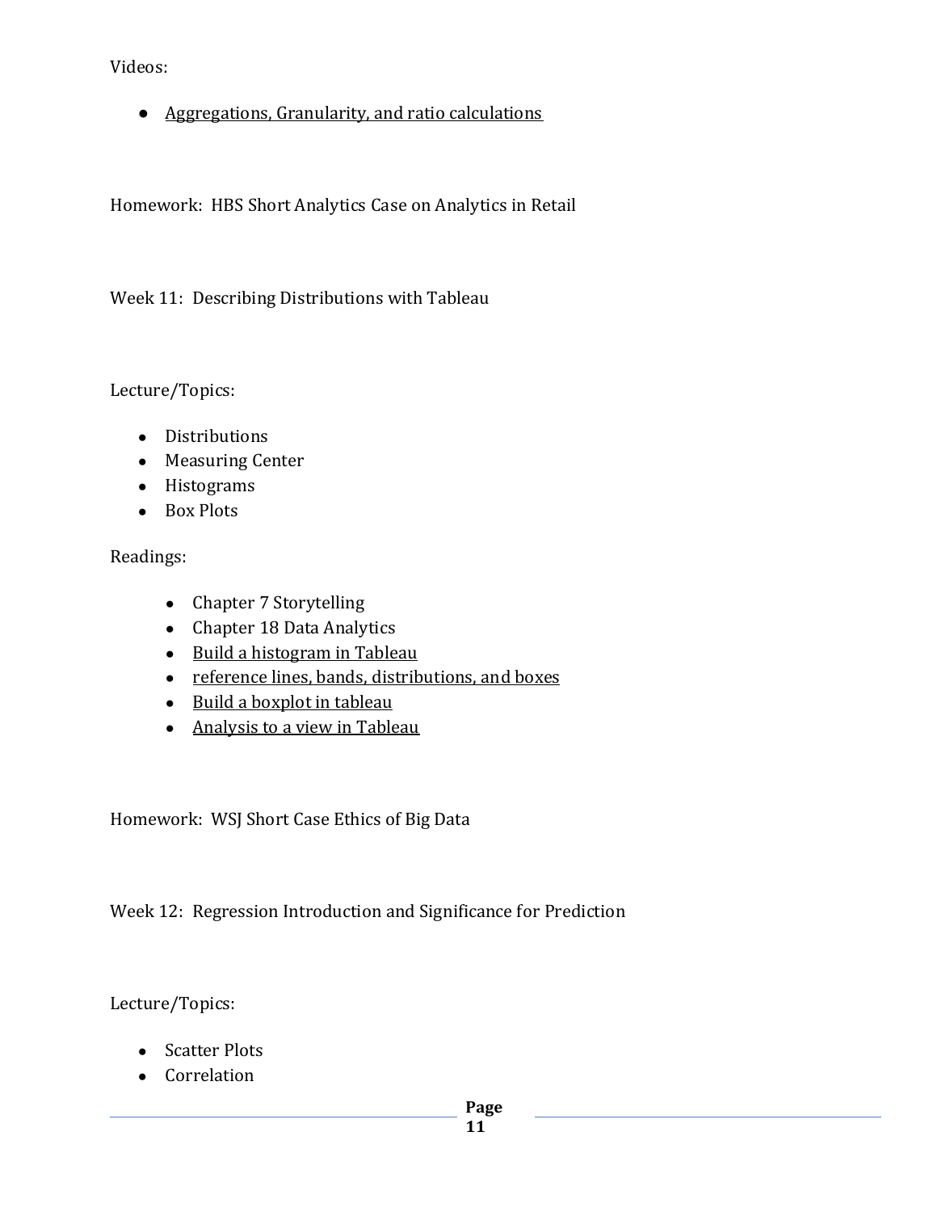Videos:

- Aggregations, Granularity, and ratio calculations

Homework: HBS Short Analytics Case on Analytics in Retail

Week 11: Describing Distributions with Tableau

Lecture/Topics:

- Distributions
- Measuring Center
- Histograms
- Box Plots

Readings:

- Chapter 7 Storytelling
- Chapter 18 Data Analytics
- Build a histogram in Tableau
- reference lines, bands, distributions, and boxes
- Build a boxplot in tableau
- Analysis to a view in Tableau

Homework: WSJ Short Case Ethics of Big Data

Week 12: Regression Introduction and Significance for Prediction

Lecture/Topics:

- Scatter Plots
- Correlation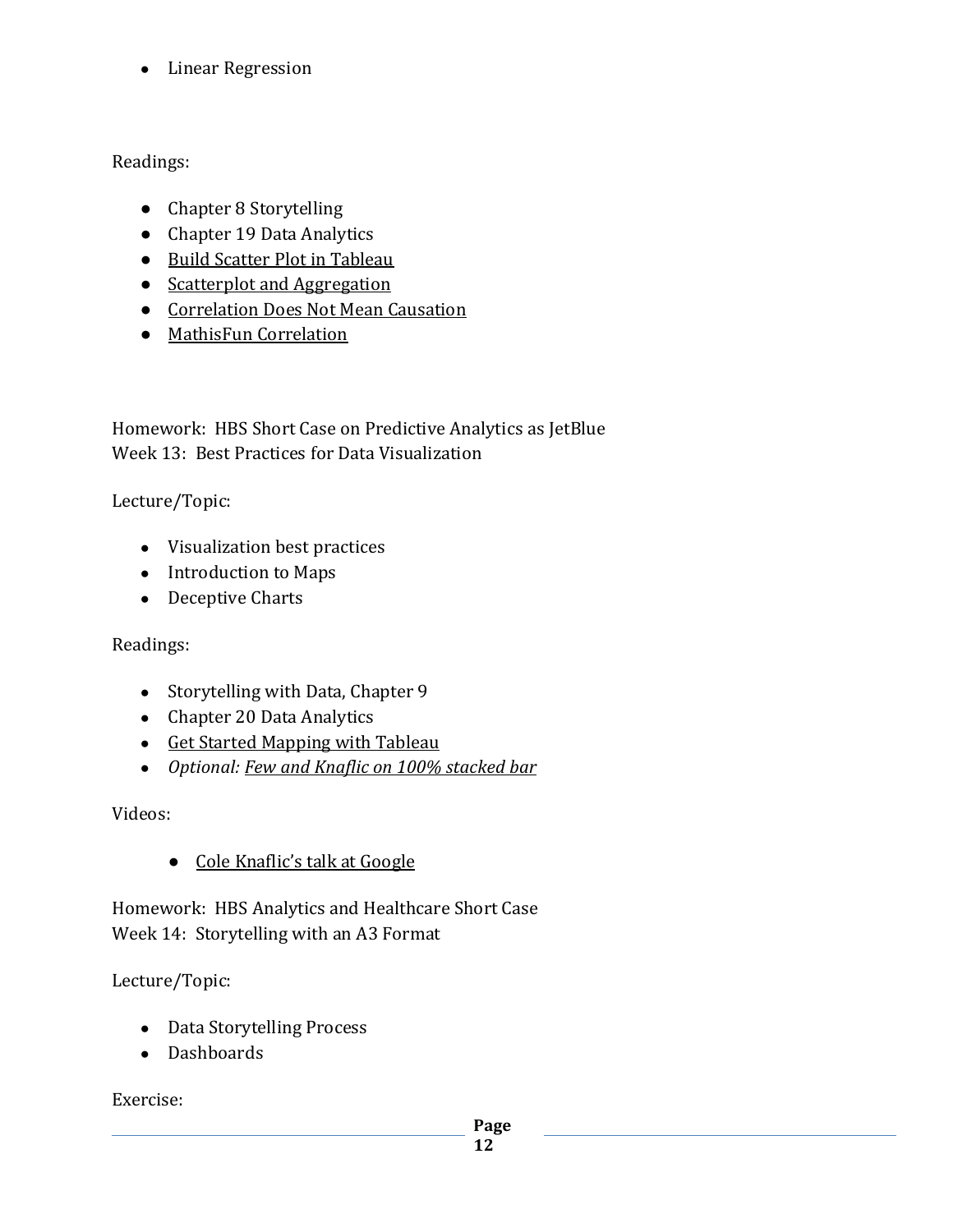- Linear Regression

Readings:

- Chapter 8 Storytelling
- Chapter 19 Data Analytics
- Build Scatter Plot in Tableau
- Scatterplot and Aggregation
- Correlation Does Not Mean Causation
- MathisFun Correlation

Homework: HBS Short Case on Predictive Analytics as JetBlue

Week 13: Best Practices for Data Visualization

Lecture/Topic:

- Visualization best practices
- Introduction to Maps
- Deceptive Charts

Readings:

- Storytelling with Data, Chapter 9
- Chapter 20 Data Analytics
- Get Started Mapping with Tableau
- *Optional: Few and Knaflic on 100% stacked bar*

Videos:

- Cole Knaflic's talk at Google

Homework: HBS Analytics and Healthcare Short Case

Week 14: Storytelling with an A3 Format

Lecture/Topic:

- Data Storytelling Process
- Dashboards

Exercise: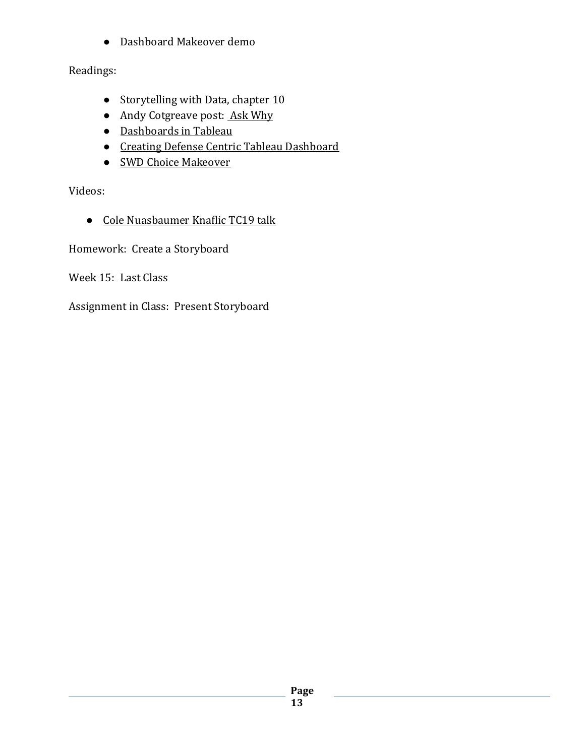- Dashboard Makeover demo

Readings:

- Storytelling with Data, chapter 10
- Andy Cotgreave post: Ask Why
- Dashboards in Tableau
- Creating Defense Centric Tableau Dashboard
- SWD Choice Makeover

Videos:

- Cole Nuasbaumer Knaflic TC19 talk

Homework: Create a Storyboard

Week 15: Last Class

Assignment in Class: Present Storyboard